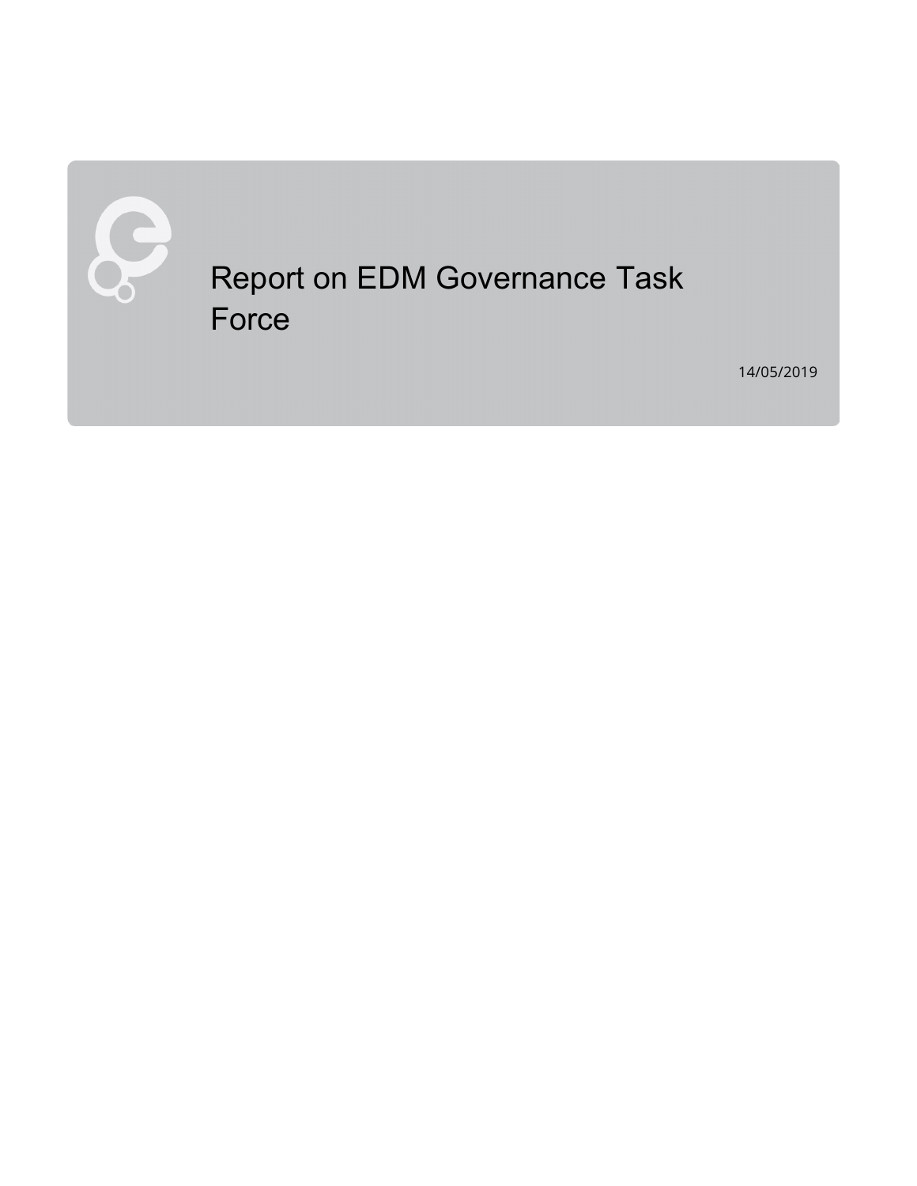# Report on EDM Governance Task Force

14/05/2019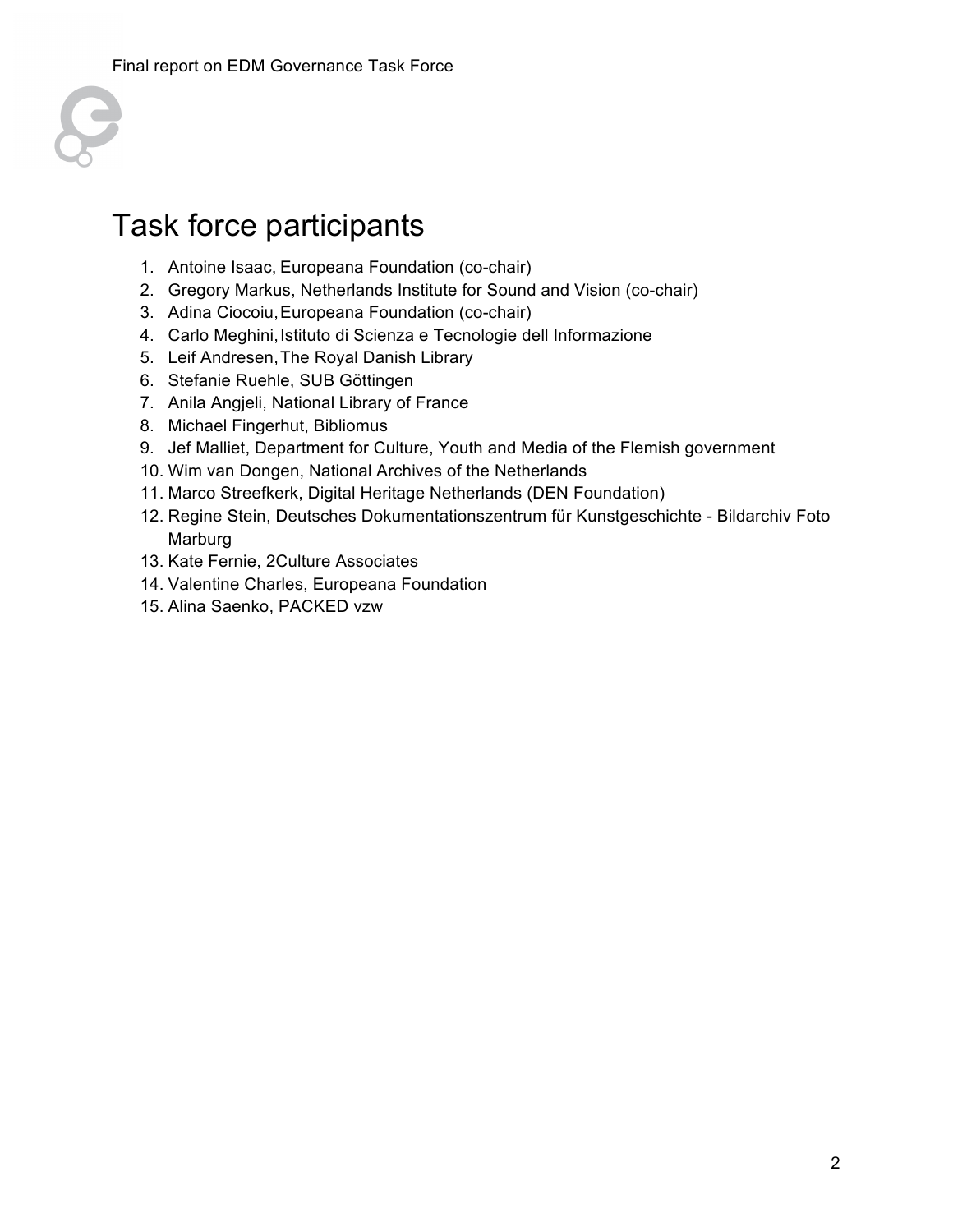# Task force participants

1. Antoine Isaac, Europeana Foundation (co-chair)
2. Gregory Markus, Netherlands Institute for Sound and Vision (co-chair)
3. Adina Ciocoiu, Europeana Foundation (co-chair)
4. Carlo Meghini, Istituto di Scienza e Tecnologie dell Informazione
5. Leif Andresen, The Royal Danish Library
6. Stefanie Ruehle, SUB Göttingen
7. Anila Angjeli, National Library of France
8. Michael Fingerhut, Bibliomus
9. Jef Malliet, Department for Culture, Youth and Media of the Flemish government
10. Wim van Dongen, National Archives of the Netherlands
11. Marco Streefkerk, Digital Heritage Netherlands (DEN Foundation)
12. Regine Stein, Deutsches Dokumentationszentrum für Kunstgeschichte - Bildarchiv Foto Marburg
13. Kate Fernie, 2Culture Associates
14. Valentine Charles, Europeana Foundation
15. Alina Saenko, PACKED vzw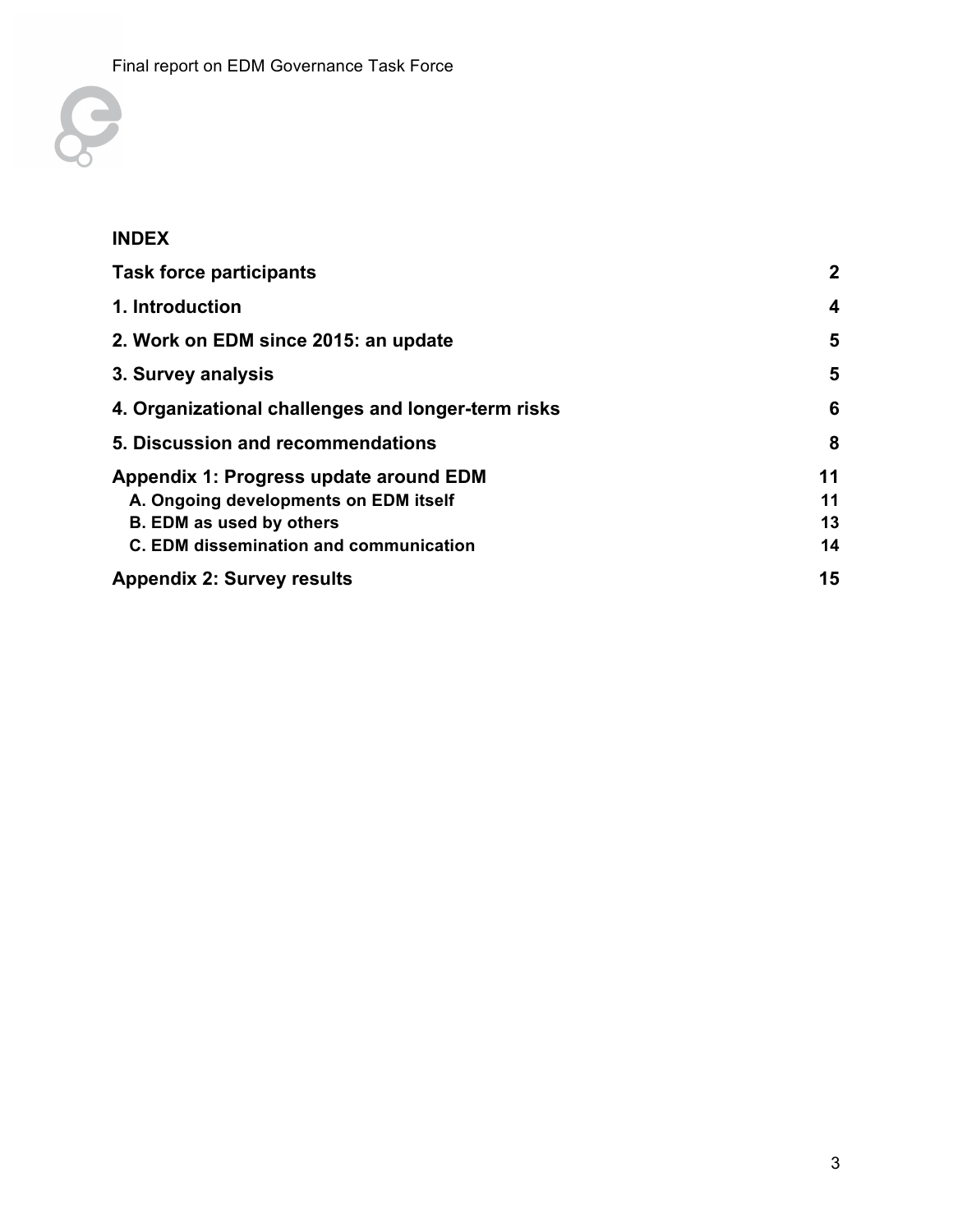## INDEX

| | |
|---|---|
| **Task force participants** | **2** |
| **1. Introduction** | **4** |
| **2. Work on EDM since 2015: an update** | **5** |
| **3. Survey analysis** | **5** |
| **4. Organizational challenges and longer-term risks** | **6** |
| **5. Discussion and recommendations** | **8** |
| **Appendix 1: Progress update around EDM** | **11** |
| **A. Ongoing developments on EDM itself** | **11** |
| **B. EDM as used by others** | **13** |
| **C. EDM dissemination and communication** | **14** |
| **Appendix 2: Survey results** | **15** |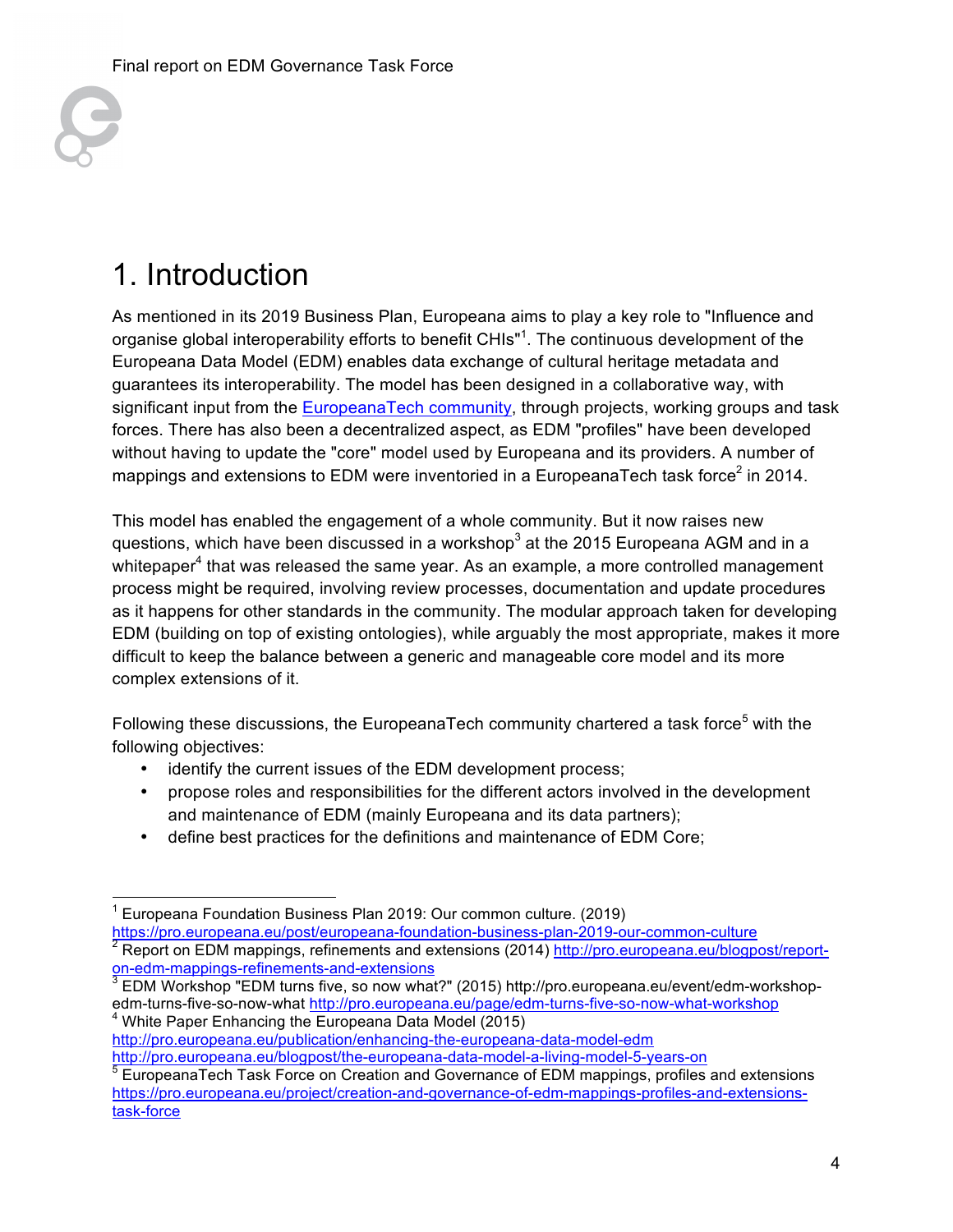# 1. Introduction

As mentioned in its 2019 Business Plan, Europeana aims to play a key role to "Influence and organise global interoperability efforts to benefit CHIs"[1]. The continuous development of the Europeana Data Model (EDM) enables data exchange of cultural heritage metadata and guarantees its interoperability. The model has been designed in a collaborative way, with significant input from the [EuropeanaTech community](), through projects, working groups and task forces. There has also been a decentralized aspect, as EDM "profiles" have been developed without having to update the "core" model used by Europeana and its providers. A number of mappings and extensions to EDM were inventoried in a EuropeanaTech task force[2] in 2014.

This model has enabled the engagement of a whole community. But it now raises new questions, which have been discussed in a workshop[3] at the 2015 Europeana AGM and in a whitepaper[4] that was released the same year. As an example, a more controlled management process might be required, involving review processes, documentation and update procedures as it happens for other standards in the community. The modular approach taken for developing EDM (building on top of existing ontologies), while arguably the most appropriate, makes it more difficult to keep the balance between a generic and manageable core model and its more complex extensions of it.

Following these discussions, the EuropeanaTech community chartered a task force[5] with the following objectives:

- identify the current issues of the EDM development process;
- propose roles and responsibilities for the different actors involved in the development and maintenance of EDM (mainly Europeana and its data partners);
- define best practices for the definitions and maintenance of EDM Core;

---

[1] Europeana Foundation Business Plan 2019: Our common culture. (2019) https://pro.europeana.eu/post/europeana-foundation-business-plan-2019-our-common-culture

[2] Report on EDM mappings, refinements and extensions (2014) http://pro.europeana.eu/blogpost/report-on-edm-mappings-refinements-and-extensions

[3] EDM Workshop "EDM turns five, so now what?" (2015) http://pro.europeana.eu/event/edm-workshop-edm-turns-five-so-now-what http://pro.europeana.eu/page/edm-turns-five-so-now-what-workshop

[4] White Paper Enhancing the Europeana Data Model (2015) http://pro.europeana.eu/publication/enhancing-the-europeana-data-model-edm http://pro.europeana.eu/blogpost/the-europeana-data-model-a-living-model-5-years-on

[5] EuropeanaTech Task Force on Creation and Governance of EDM mappings, profiles and extensions https://pro.europeana.eu/project/creation-and-governance-of-edm-mappings-profiles-and-extensions-task-force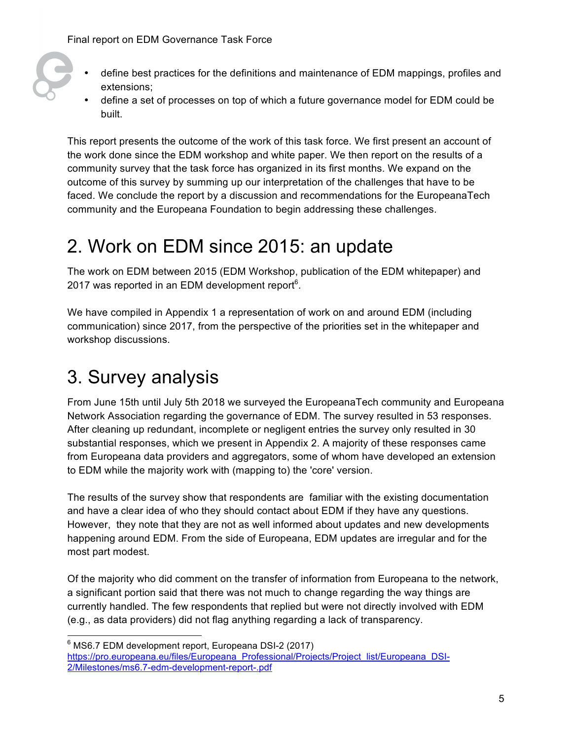- define best practices for the definitions and maintenance of EDM mappings, profiles and extensions;
- define a set of processes on top of which a future governance model for EDM could be built.

This report presents the outcome of the work of this task force. We first present an account of the work done since the EDM workshop and white paper. We then report on the results of a community survey that the task force has organized in its first months. We expand on the outcome of this survey by summing up our interpretation of the challenges that have to be faced. We conclude the report by a discussion and recommendations for the EuropeanaTech community and the Europeana Foundation to begin addressing these challenges.

# 2. Work on EDM since 2015: an update

The work on EDM between 2015 (EDM Workshop, publication of the EDM whitepaper) and 2017 was reported in an EDM development report[6].

We have compiled in Appendix 1 a representation of work on and around EDM (including communication) since 2017, from the perspective of the priorities set in the whitepaper and workshop discussions.

# 3. Survey analysis

From June 15th until July 5th 2018 we surveyed the EuropeanaTech community and Europeana Network Association regarding the governance of EDM. The survey resulted in 53 responses. After cleaning up redundant, incomplete or negligent entries the survey only resulted in 30 substantial responses, which we present in Appendix 2. A majority of these responses came from Europeana data providers and aggregators, some of whom have developed an extension to EDM while the majority work with (mapping to) the 'core' version.

The results of the survey show that respondents are familiar with the existing documentation and have a clear idea of who they should contact about EDM if they have any questions. However, they note that they are not as well informed about updates and new developments happening around EDM. From the side of Europeana, EDM updates are irregular and for the most part modest.

Of the majority who did comment on the transfer of information from Europeana to the network, a significant portion said that there was not much to change regarding the way things are currently handled. The few respondents that replied but were not directly involved with EDM (e.g., as data providers) did not flag anything regarding a lack of transparency.

[6] MS6.7 EDM development report, Europeana DSI-2 (2017) https://pro.europeana.eu/files/Europeana_Professional/Projects/Project_list/Europeana_DSI-2/Milestones/ms6.7-edm-development-report-.pdf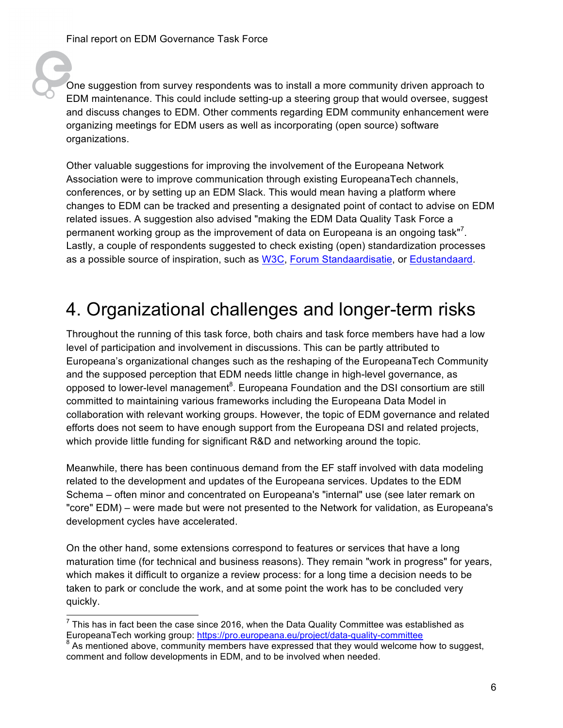One suggestion from survey respondents was to install a more community driven approach to EDM maintenance. This could include setting-up a steering group that would oversee, suggest and discuss changes to EDM. Other comments regarding EDM community enhancement were organizing meetings for EDM users as well as incorporating (open source) software organizations.

Other valuable suggestions for improving the involvement of the Europeana Network Association were to improve communication through existing EuropeanaTech channels, conferences, or by setting up an EDM Slack. This would mean having a platform where changes to EDM can be tracked and presenting a designated point of contact to advise on EDM related issues. A suggestion also advised "making the EDM Data Quality Task Force a permanent working group as the improvement of data on Europeana is an ongoing task"[7]. Lastly, a couple of respondents suggested to check existing (open) standardization processes as a possible source of inspiration, such as W3C, Forum Standaardisatie, or Edustandaard.

# 4. Organizational challenges and longer-term risks

Throughout the running of this task force, both chairs and task force members have had a low level of participation and involvement in discussions. This can be partly attributed to Europeana's organizational changes such as the reshaping of the EuropeanaTech Community and the supposed perception that EDM needs little change in high-level governance, as opposed to lower-level management[8]. Europeana Foundation and the DSI consortium are still committed to maintaining various frameworks including the Europeana Data Model in collaboration with relevant working groups. However, the topic of EDM governance and related efforts does not seem to have enough support from the Europeana DSI and related projects, which provide little funding for significant R&D and networking around the topic.

Meanwhile, there has been continuous demand from the EF staff involved with data modeling related to the development and updates of the Europeana services. Updates to the EDM Schema – often minor and concentrated on Europeana's "internal" use (see later remark on "core" EDM) – were made but were not presented to the Network for validation, as Europeana's development cycles have accelerated.

On the other hand, some extensions correspond to features or services that have a long maturation time (for technical and business reasons). They remain "work in progress" for years, which makes it difficult to organize a review process: for a long time a decision needs to be taken to park or conclude the work, and at some point the work has to be concluded very quickly.

---

[7] This has in fact been the case since 2016, when the Data Quality Committee was established as EuropeanaTech working group: https://pro.europeana.eu/project/data-quality-committee

[8] As mentioned above, community members have expressed that they would welcome how to suggest, comment and follow developments in EDM, and to be involved when needed.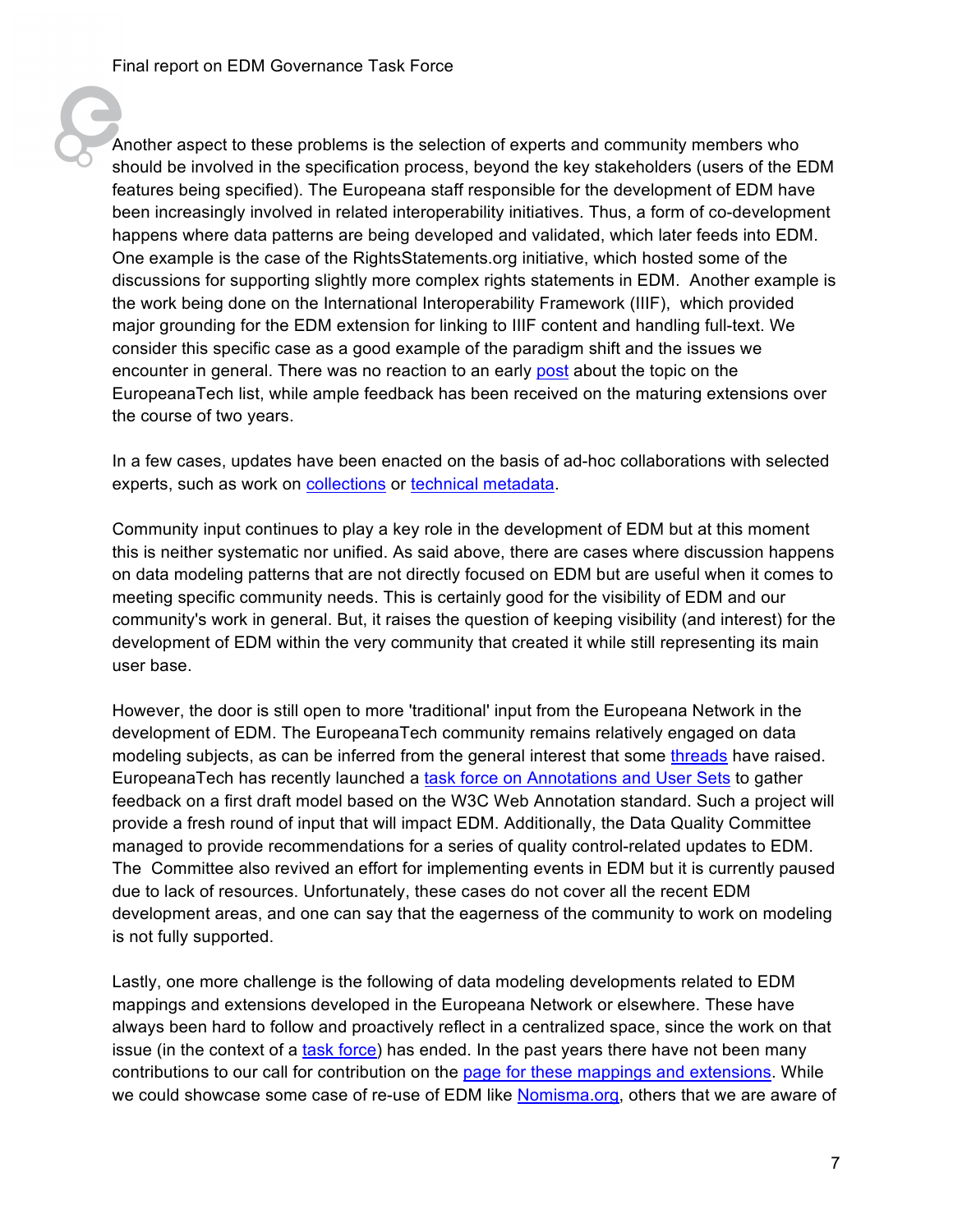Another aspect to these problems is the selection of experts and community members who should be involved in the specification process, beyond the key stakeholders (users of the EDM features being specified). The Europeana staff responsible for the development of EDM have been increasingly involved in related interoperability initiatives. Thus, a form of co-development happens where data patterns are being developed and validated, which later feeds into EDM. One example is the case of the RightsStatements.org initiative, which hosted some of the discussions for supporting slightly more complex rights statements in EDM. Another example is the work being done on the International Interoperability Framework (IIIF), which provided major grounding for the EDM extension for linking to IIIF content and handling full-text. We consider this specific case as a good example of the paradigm shift and the issues we encounter in general. There was no reaction to an early post about the topic on the EuropeanaTech list, while ample feedback has been received on the maturing extensions over the course of two years.

In a few cases, updates have been enacted on the basis of ad-hoc collaborations with selected experts, such as work on collections or technical metadata.

Community input continues to play a key role in the development of EDM but at this moment this is neither systematic nor unified. As said above, there are cases where discussion happens on data modeling patterns that are not directly focused on EDM but are useful when it comes to meeting specific community needs. This is certainly good for the visibility of EDM and our community's work in general. But, it raises the question of keeping visibility (and interest) for the development of EDM within the very community that created it while still representing its main user base.

However, the door is still open to more 'traditional' input from the Europeana Network in the development of EDM. The EuropeanaTech community remains relatively engaged on data modeling subjects, as can be inferred from the general interest that some threads have raised. EuropeanaTech has recently launched a task force on Annotations and User Sets to gather feedback on a first draft model based on the W3C Web Annotation standard. Such a project will provide a fresh round of input that will impact EDM. Additionally, the Data Quality Committee managed to provide recommendations for a series of quality control-related updates to EDM. The Committee also revived an effort for implementing events in EDM but it is currently paused due to lack of resources. Unfortunately, these cases do not cover all the recent EDM development areas, and one can say that the eagerness of the community to work on modeling is not fully supported.

Lastly, one more challenge is the following of data modeling developments related to EDM mappings and extensions developed in the Europeana Network or elsewhere. These have always been hard to follow and proactively reflect in a centralized space, since the work on that issue (in the context of a task force) has ended. In the past years there have not been many contributions to our call for contribution on the page for these mappings and extensions. While we could showcase some case of re-use of EDM like Nomisma.org, others that we are aware of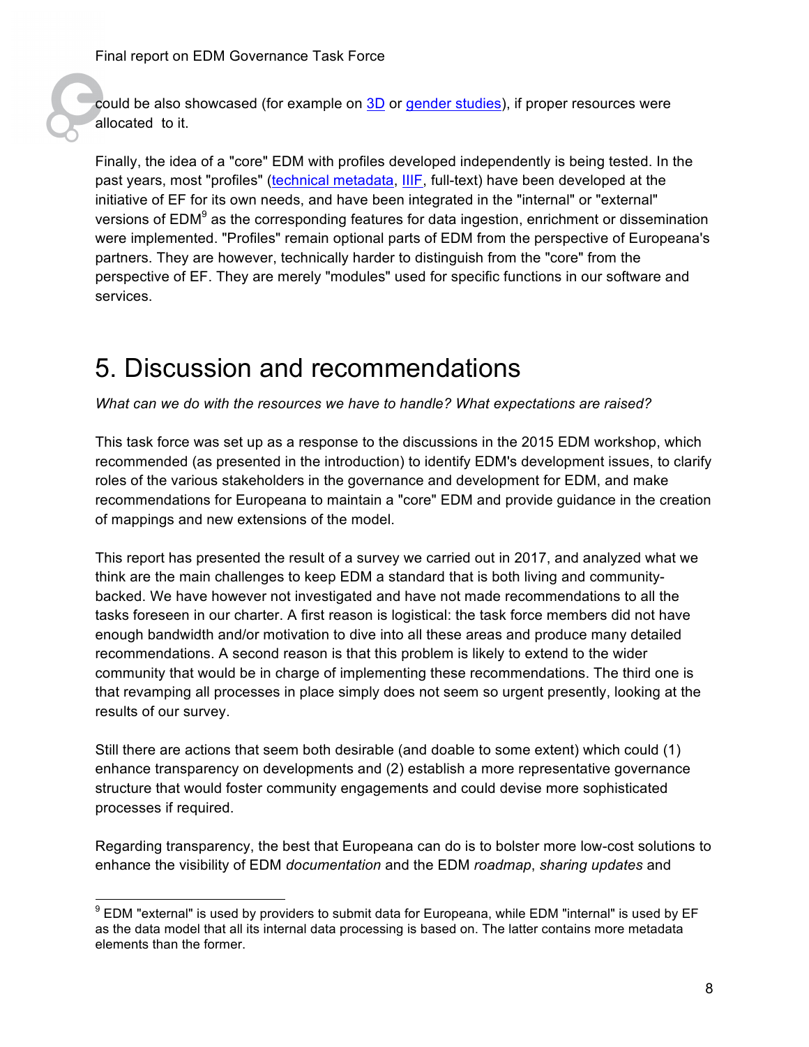could be also showcased (for example on 3D or gender studies), if proper resources were allocated to it.

Finally, the idea of a "core" EDM with profiles developed independently is being tested. In the past years, most "profiles" (technical metadata, IIIF, full-text) have been developed at the initiative of EF for its own needs, and have been integrated in the "internal" or "external" versions of EDM[9] as the corresponding features for data ingestion, enrichment or dissemination were implemented. "Profiles" remain optional parts of EDM from the perspective of Europeana's partners. They are however, technically harder to distinguish from the "core" from the perspective of EF. They are merely "modules" used for specific functions in our software and services.

# 5. Discussion and recommendations

*What can we do with the resources we have to handle? What expectations are raised?*

This task force was set up as a response to the discussions in the 2015 EDM workshop, which recommended (as presented in the introduction) to identify EDM's development issues, to clarify roles of the various stakeholders in the governance and development for EDM, and make recommendations for Europeana to maintain a "core" EDM and provide guidance in the creation of mappings and new extensions of the model.

This report has presented the result of a survey we carried out in 2017, and analyzed what we think are the main challenges to keep EDM a standard that is both living and community-backed. We have however not investigated and have not made recommendations to all the tasks foreseen in our charter. A first reason is logistical: the task force members did not have enough bandwidth and/or motivation to dive into all these areas and produce many detailed recommendations. A second reason is that this problem is likely to extend to the wider community that would be in charge of implementing these recommendations. The third one is that revamping all processes in place simply does not seem so urgent presently, looking at the results of our survey.

Still there are actions that seem both desirable (and doable to some extent) which could (1) enhance transparency on developments and (2) establish a more representative governance structure that would foster community engagements and could devise more sophisticated processes if required.

Regarding transparency, the best that Europeana can do is to bolster more low-cost solutions to enhance the visibility of EDM *documentation* and the EDM *roadmap*, *sharing updates* and

[9] EDM "external" is used by providers to submit data for Europeana, while EDM "internal" is used by EF as the data model that all its internal data processing is based on. The latter contains more metadata elements than the former.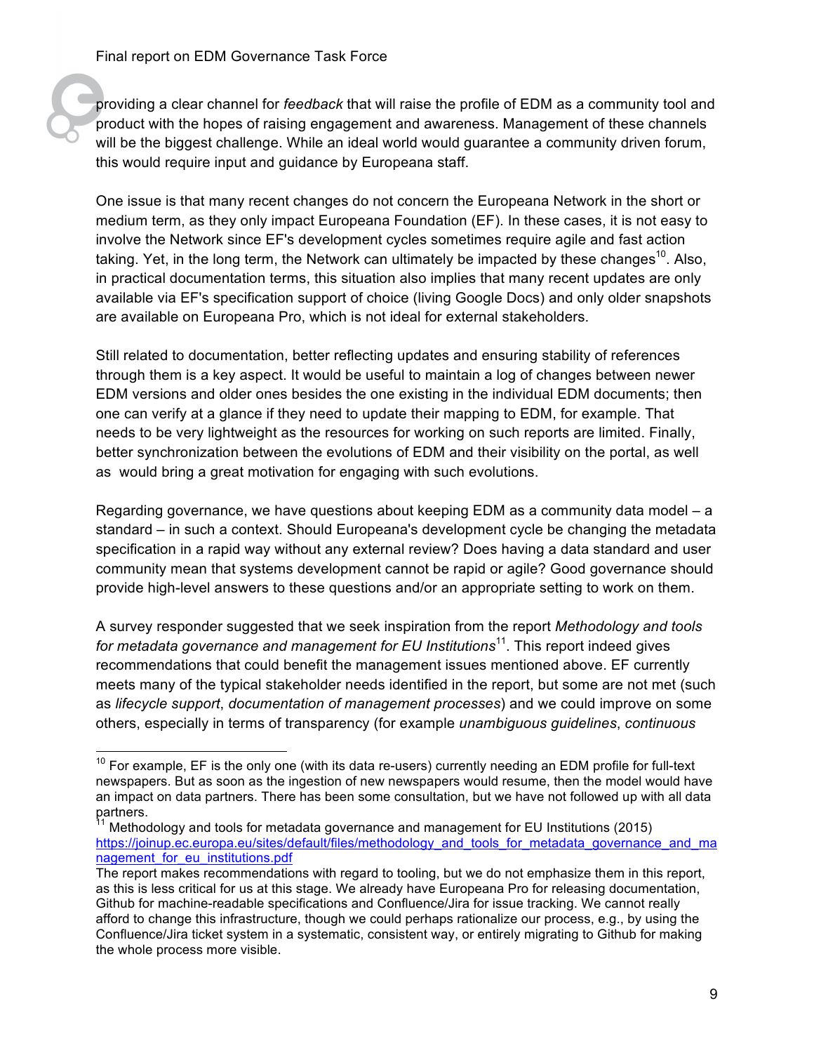providing a clear channel for *feedback* that will raise the profile of EDM as a community tool and product with the hopes of raising engagement and awareness. Management of these channels will be the biggest challenge. While an ideal world would guarantee a community driven forum, this would require input and guidance by Europeana staff.

One issue is that many recent changes do not concern the Europeana Network in the short or medium term, as they only impact Europeana Foundation (EF). In these cases, it is not easy to involve the Network since EF's development cycles sometimes require agile and fast action taking. Yet, in the long term, the Network can ultimately be impacted by these changes[10]. Also, in practical documentation terms, this situation also implies that many recent updates are only available via EF's specification support of choice (living Google Docs) and only older snapshots are available on Europeana Pro, which is not ideal for external stakeholders.

Still related to documentation, better reflecting updates and ensuring stability of references through them is a key aspect. It would be useful to maintain a log of changes between newer EDM versions and older ones besides the one existing in the individual EDM documents; then one can verify at a glance if they need to update their mapping to EDM, for example. That needs to be very lightweight as the resources for working on such reports are limited. Finally, better synchronization between the evolutions of EDM and their visibility on the portal, as well as  would bring a great motivation for engaging with such evolutions.

Regarding governance, we have questions about keeping EDM as a community data model – a standard – in such a context. Should Europeana's development cycle be changing the metadata specification in a rapid way without any external review? Does having a data standard and user community mean that systems development cannot be rapid or agile? Good governance should provide high-level answers to these questions and/or an appropriate setting to work on them.

A survey responder suggested that we seek inspiration from the report *Methodology and tools for metadata governance and management for EU Institutions*[11]. This report indeed gives recommendations that could benefit the management issues mentioned above. EF currently meets many of the typical stakeholder needs identified in the report, but some are not met (such as *lifecycle support*, *documentation of management processes*) and we could improve on some others, especially in terms of transparency (for example *unambiguous guidelines*, *continuous*

---

[10] For example, EF is the only one (with its data re-users) currently needing an EDM profile for full-text newspapers. But as soon as the ingestion of new newspapers would resume, then the model would have an impact on data partners. There has been some consultation, but we have not followed up with all data partners.

[11] Methodology and tools for metadata governance and management for EU Institutions (2015) https://joinup.ec.europa.eu/sites/default/files/methodology_and_tools_for_metadata_governance_and_management_for_eu_institutions.pdf
The report makes recommendations with regard to tooling, but we do not emphasize them in this report, as this is less critical for us at this stage. We already have Europeana Pro for releasing documentation, Github for machine-readable specifications and Confluence/Jira for issue tracking. We cannot really afford to change this infrastructure, though we could perhaps rationalize our process, e.g., by using the Confluence/Jira ticket system in a systematic, consistent way, or entirely migrating to Github for making the whole process more visible.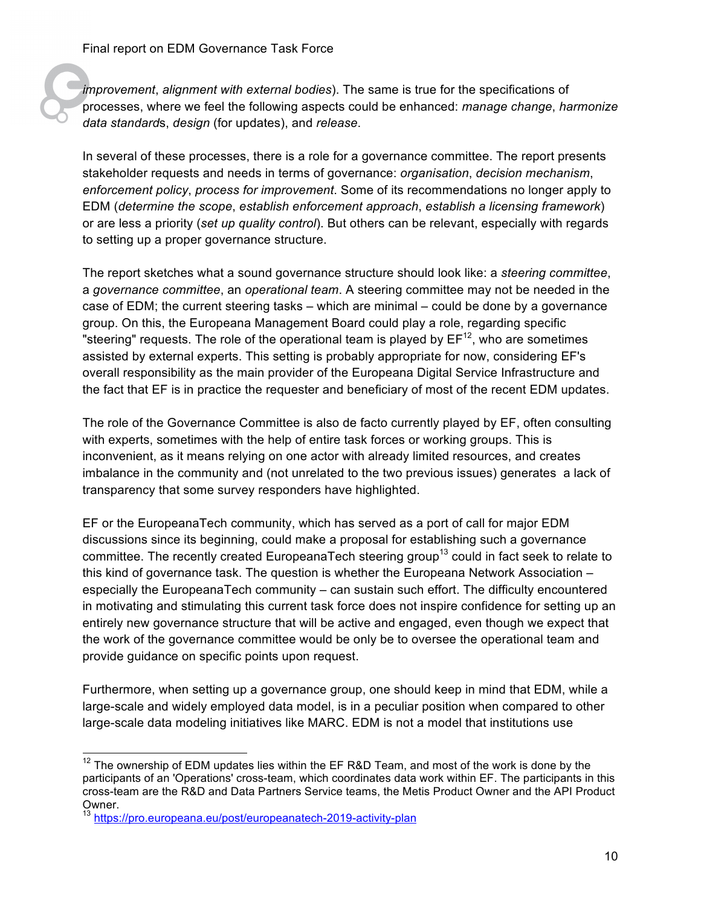*improvement*, *alignment with external bodies*). The same is true for the specifications of processes, where we feel the following aspects could be enhanced: *manage change*, *harmonize data standard*s, *design* (for updates), and *release*.

In several of these processes, there is a role for a governance committee. The report presents stakeholder requests and needs in terms of governance: *organisation*, *decision mechanism*, *enforcement policy*, *process for improvement*. Some of its recommendations no longer apply to EDM (*determine the scope*, *establish enforcement approach*, *establish a licensing framework*) or are less a priority (*set up quality control*). But others can be relevant, especially with regards to setting up a proper governance structure.

The report sketches what a sound governance structure should look like: a *steering committee*, a *governance committee*, an *operational team*. A steering committee may not be needed in the case of EDM; the current steering tasks – which are minimal – could be done by a governance group. On this, the Europeana Management Board could play a role, regarding specific "steering" requests. The role of the operational team is played by EF[12], who are sometimes assisted by external experts. This setting is probably appropriate for now, considering EF's overall responsibility as the main provider of the Europeana Digital Service Infrastructure and the fact that EF is in practice the requester and beneficiary of most of the recent EDM updates.

The role of the Governance Committee is also de facto currently played by EF, often consulting with experts, sometimes with the help of entire task forces or working groups. This is inconvenient, as it means relying on one actor with already limited resources, and creates imbalance in the community and (not unrelated to the two previous issues) generates a lack of transparency that some survey responders have highlighted.

EF or the EuropeanaTech community, which has served as a port of call for major EDM discussions since its beginning, could make a proposal for establishing such a governance committee. The recently created EuropeanaTech steering group[13] could in fact seek to relate to this kind of governance task. The question is whether the Europeana Network Association – especially the EuropeanaTech community – can sustain such effort. The difficulty encountered in motivating and stimulating this current task force does not inspire confidence for setting up an entirely new governance structure that will be active and engaged, even though we expect that the work of the governance committee would be only be to oversee the operational team and provide guidance on specific points upon request.

Furthermore, when setting up a governance group, one should keep in mind that EDM, while a large-scale and widely employed data model, is in a peculiar position when compared to other large-scale data modeling initiatives like MARC. EDM is not a model that institutions use

---

[12] The ownership of EDM updates lies within the EF R&D Team, and most of the work is done by the participants of an 'Operations' cross-team, which coordinates data work within EF. The participants in this cross-team are the R&D and Data Partners Service teams, the Metis Product Owner and the API Product Owner.

[13] https://pro.europeana.eu/post/europeanatech-2019-activity-plan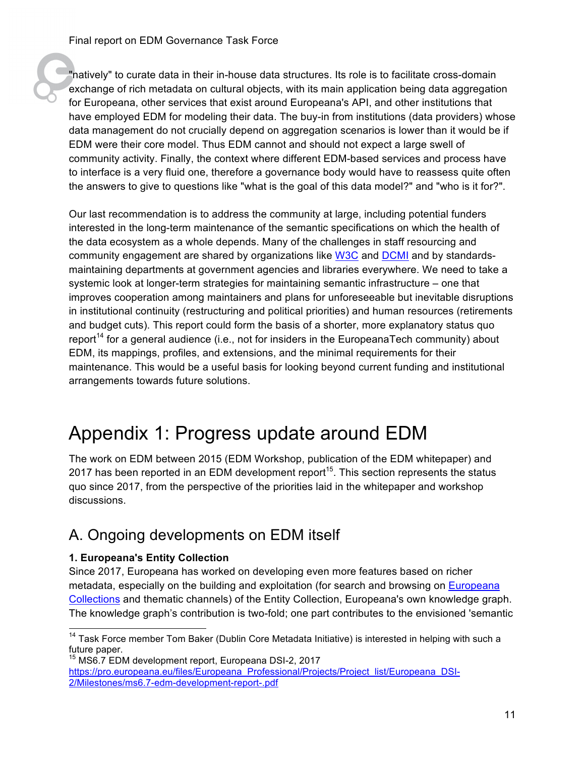"natively" to curate data in their in-house data structures. Its role is to facilitate cross-domain exchange of rich metadata on cultural objects, with its main application being data aggregation for Europeana, other services that exist around Europeana's API, and other institutions that have employed EDM for modeling their data. The buy-in from institutions (data providers) whose data management do not crucially depend on aggregation scenarios is lower than it would be if EDM were their core model. Thus EDM cannot and should not expect a large swell of community activity. Finally, the context where different EDM-based services and process have to interface is a very fluid one, therefore a governance body would have to reassess quite often the answers to give to questions like "what is the goal of this data model?" and "who is it for?".

Our last recommendation is to address the community at large, including potential funders interested in the long-term maintenance of the semantic specifications on which the health of the data ecosystem as a whole depends. Many of the challenges in staff resourcing and community engagement are shared by organizations like W3C and DCMI and by standards-maintaining departments at government agencies and libraries everywhere. We need to take a systemic look at longer-term strategies for maintaining semantic infrastructure – one that improves cooperation among maintainers and plans for unforeseeable but inevitable disruptions in institutional continuity (restructuring and political priorities) and human resources (retirements and budget cuts). This report could form the basis of a shorter, more explanatory status quo report[14] for a general audience (i.e., not for insiders in the EuropeanaTech community) about EDM, its mappings, profiles, and extensions, and the minimal requirements for their maintenance. This would be a useful basis for looking beyond current funding and institutional arrangements towards future solutions.

# Appendix 1: Progress update around EDM

The work on EDM between 2015 (EDM Workshop, publication of the EDM whitepaper) and 2017 has been reported in an EDM development report[15]. This section represents the status quo since 2017, from the perspective of the priorities laid in the whitepaper and workshop discussions.

## A. Ongoing developments on EDM itself

**1. Europeana's Entity Collection**

Since 2017, Europeana has worked on developing even more features based on richer metadata, especially on the building and exploitation (for search and browsing on Europeana Collections and thematic channels) of the Entity Collection, Europeana's own knowledge graph. The knowledge graph's contribution is two-fold; one part contributes to the envisioned 'semantic

---

[14] Task Force member Tom Baker (Dublin Core Metadata Initiative) is interested in helping with such a future paper.

[15] MS6.7 EDM development report, Europeana DSI-2, 2017 https://pro.europeana.eu/files/Europeana_Professional/Projects/Project_list/Europeana_DSI-2/Milestones/ms6.7-edm-development-report-.pdf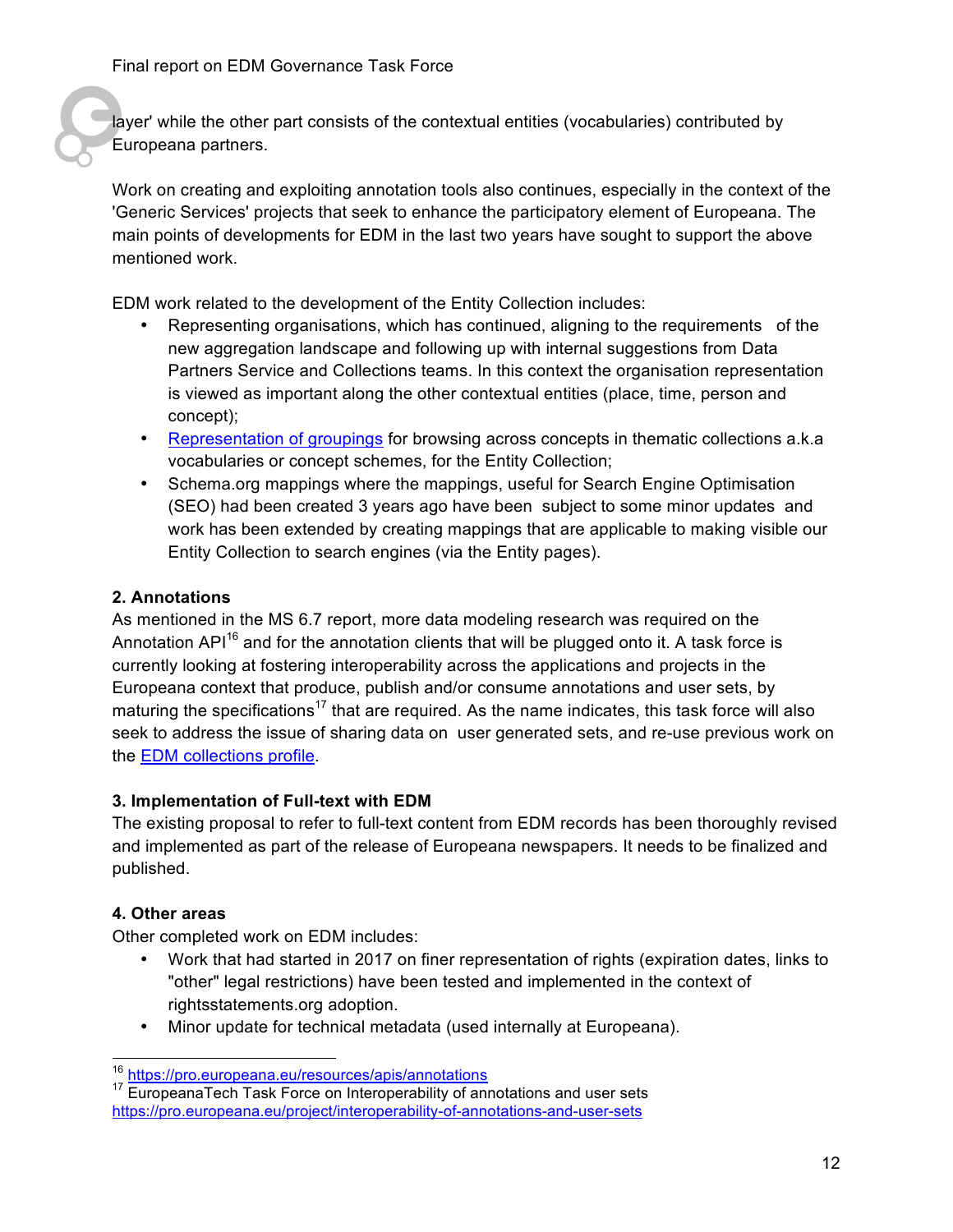layer' while the other part consists of the contextual entities (vocabularies) contributed by Europeana partners.

Work on creating and exploiting annotation tools also continues, especially in the context of the 'Generic Services' projects that seek to enhance the participatory element of Europeana. The main points of developments for EDM in the last two years have sought to support the above mentioned work.

EDM work related to the development of the Entity Collection includes:

- Representing organisations, which has continued, aligning to the requirements of the new aggregation landscape and following up with internal suggestions from Data Partners Service and Collections teams. In this context the organisation representation is viewed as important along the other contextual entities (place, time, person and concept);
- Representation of groupings for browsing across concepts in thematic collections a.k.a vocabularies or concept schemes, for the Entity Collection;
- Schema.org mappings where the mappings, useful for Search Engine Optimisation (SEO) had been created 3 years ago have been subject to some minor updates and work has been extended by creating mappings that are applicable to making visible our Entity Collection to search engines (via the Entity pages).

**2. Annotations**

As mentioned in the MS 6.7 report, more data modeling research was required on the Annotation API[16] and for the annotation clients that will be plugged onto it. A task force is currently looking at fostering interoperability across the applications and projects in the Europeana context that produce, publish and/or consume annotations and user sets, by maturing the specifications[17] that are required. As the name indicates, this task force will also seek to address the issue of sharing data on user generated sets, and re-use previous work on the EDM collections profile.

**3. Implementation of Full-text with EDM**

The existing proposal to refer to full-text content from EDM records has been thoroughly revised and implemented as part of the release of Europeana newspapers. It needs to be finalized and published.

**4. Other areas**

Other completed work on EDM includes:

- Work that had started in 2017 on finer representation of rights (expiration dates, links to "other" legal restrictions) have been tested and implemented in the context of rightsstatements.org adoption.
- Minor update for technical metadata (used internally at Europeana).

---

[16] https://pro.europeana.eu/resources/apis/annotations

[17] EuropeanaTech Task Force on Interoperability of annotations and user sets https://pro.europeana.eu/project/interoperability-of-annotations-and-user-sets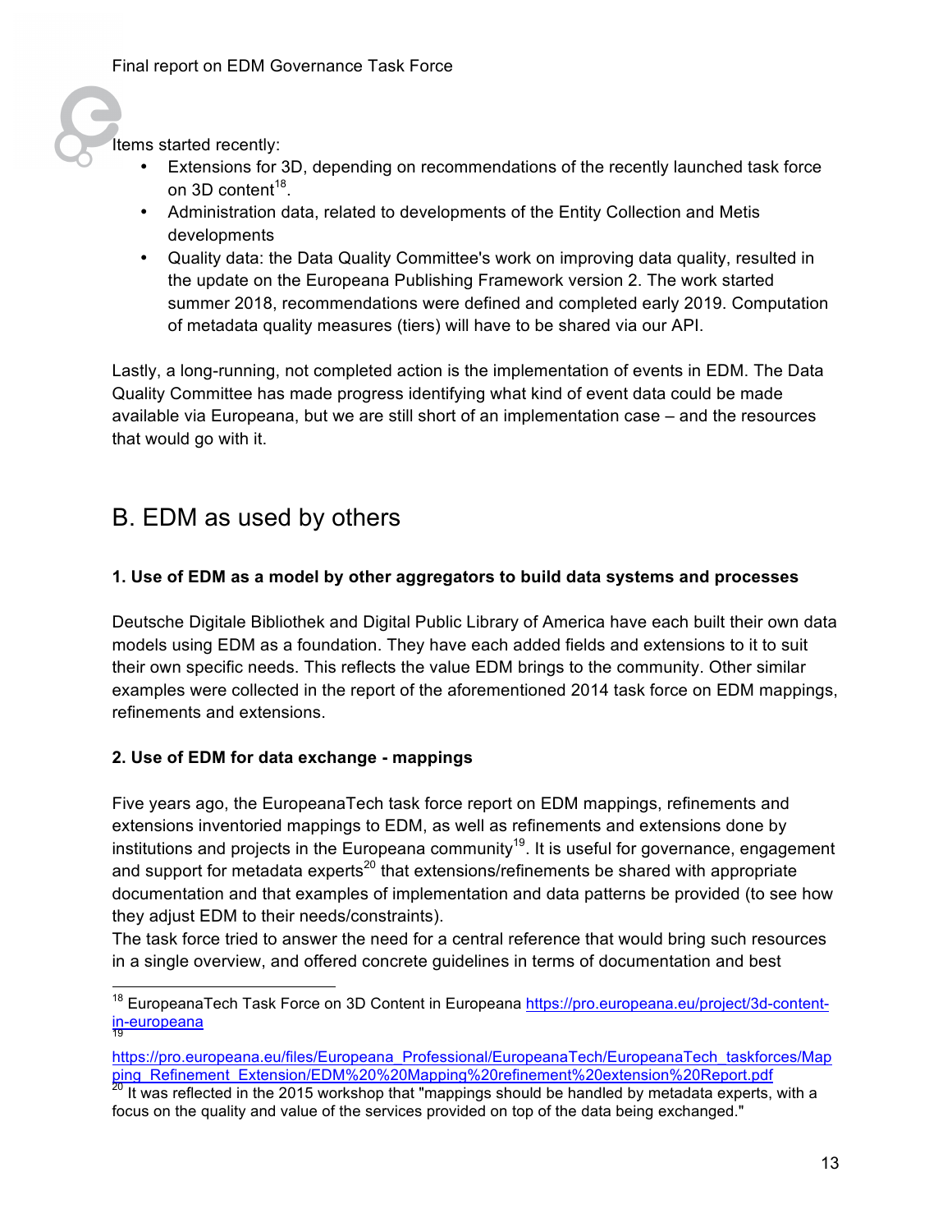Items started recently:

- Extensions for 3D, depending on recommendations of the recently launched task force on 3D content[18].
- Administration data, related to developments of the Entity Collection and Metis developments
- Quality data: the Data Quality Committee's work on improving data quality, resulted in the update on the Europeana Publishing Framework version 2. The work started summer 2018, recommendations were defined and completed early 2019. Computation of metadata quality measures (tiers) will have to be shared via our API.

Lastly, a long-running, not completed action is the implementation of events in EDM. The Data Quality Committee has made progress identifying what kind of event data could be made available via Europeana, but we are still short of an implementation case – and the resources that would go with it.

## B. EDM as used by others

### 1. Use of EDM as a model by other aggregators to build data systems and processes

Deutsche Digitale Bibliothek and Digital Public Library of America have each built their own data models using EDM as a foundation. They have each added fields and extensions to it to suit their own specific needs. This reflects the value EDM brings to the community. Other similar examples were collected in the report of the aforementioned 2014 task force on EDM mappings, refinements and extensions.

### 2. Use of EDM for data exchange - mappings

Five years ago, the EuropeanaTech task force report on EDM mappings, refinements and extensions inventoried mappings to EDM, as well as refinements and extensions done by institutions and projects in the Europeana community[19]. It is useful for governance, engagement and support for metadata experts[20] that extensions/refinements be shared with appropriate documentation and that examples of implementation and data patterns be provided (to see how they adjust EDM to their needs/constraints).
The task force tried to answer the need for a central reference that would bring such resources in a single overview, and offered concrete guidelines in terms of documentation and best

---

[18] EuropeanaTech Task Force on 3D Content in Europeana https://pro.europeana.eu/project/3d-content-in-europeana

[19] https://pro.europeana.eu/files/Europeana_Professional/EuropeanaTech/EuropeanaTech_taskforces/Mapping_Refinement_Extension/EDM%20%20Mapping%20refinement%20extension%20Report.pdf

[20] It was reflected in the 2015 workshop that "mappings should be handled by metadata experts, with a focus on the quality and value of the services provided on top of the data being exchanged."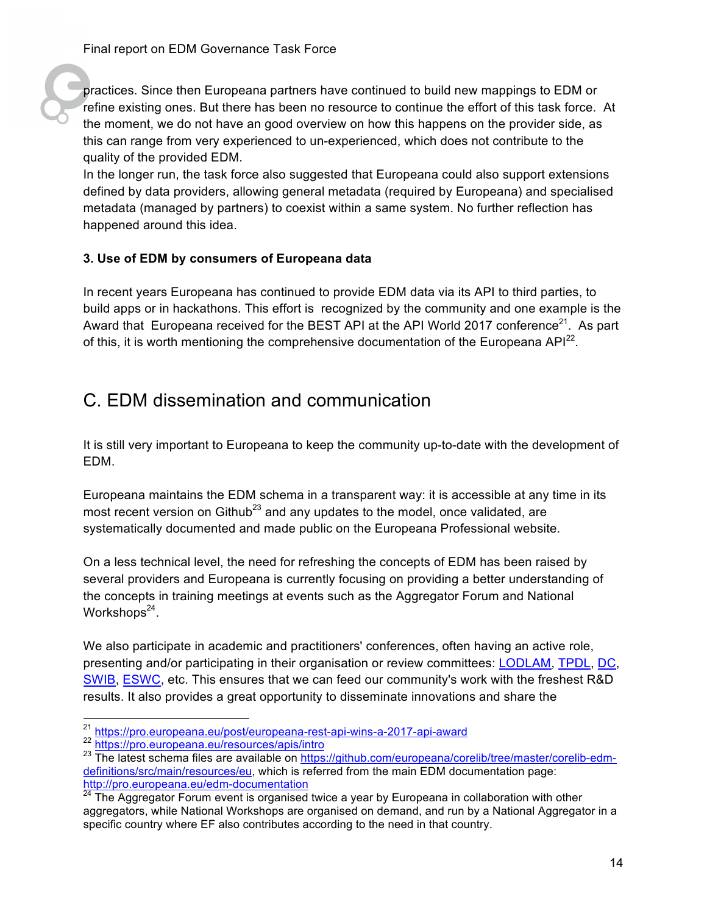practices. Since then Europeana partners have continued to build new mappings to EDM or refine existing ones. But there has been no resource to continue the effort of this task force. At the moment, we do not have an good overview on how this happens on the provider side, as this can range from very experienced to un-experienced, which does not contribute to the quality of the provided EDM.

In the longer run, the task force also suggested that Europeana could also support extensions defined by data providers, allowing general metadata (required by Europeana) and specialised metadata (managed by partners) to coexist within a same system. No further reflection has happened around this idea.

**3. Use of EDM by consumers of Europeana data**

In recent years Europeana has continued to provide EDM data via its API to third parties, to build apps or in hackathons. This effort is recognized by the community and one example is the Award that Europeana received for the BEST API at the API World 2017 conference[21]. As part of this, it is worth mentioning the comprehensive documentation of the Europeana API[22].

## C. EDM dissemination and communication

It is still very important to Europeana to keep the community up-to-date with the development of EDM.

Europeana maintains the EDM schema in a transparent way: it is accessible at any time in its most recent version on Github[23] and any updates to the model, once validated, are systematically documented and made public on the Europeana Professional website.

On a less technical level, the need for refreshing the concepts of EDM has been raised by several providers and Europeana is currently focusing on providing a better understanding of the concepts in training meetings at events such as the Aggregator Forum and National Workshops[24].

We also participate in academic and practitioners' conferences, often having an active role, presenting and/or participating in their organisation or review committees: LODLAM, TPDL, DC, SWIB, ESWC, etc. This ensures that we can feed our community's work with the freshest R&D results. It also provides a great opportunity to disseminate innovations and share the

---

[21] https://pro.europeana.eu/post/europeana-rest-api-wins-a-2017-api-award

[22] https://pro.europeana.eu/resources/apis/intro

[23] The latest schema files are available on https://github.com/europeana/corelib/tree/master/corelib-edm-definitions/src/main/resources/eu, which is referred from the main EDM documentation page: http://pro.europeana.eu/edm-documentation

[24] The Aggregator Forum event is organised twice a year by Europeana in collaboration with other aggregators, while National Workshops are organised on demand, and run by a National Aggregator in a specific country where EF also contributes according to the need in that country.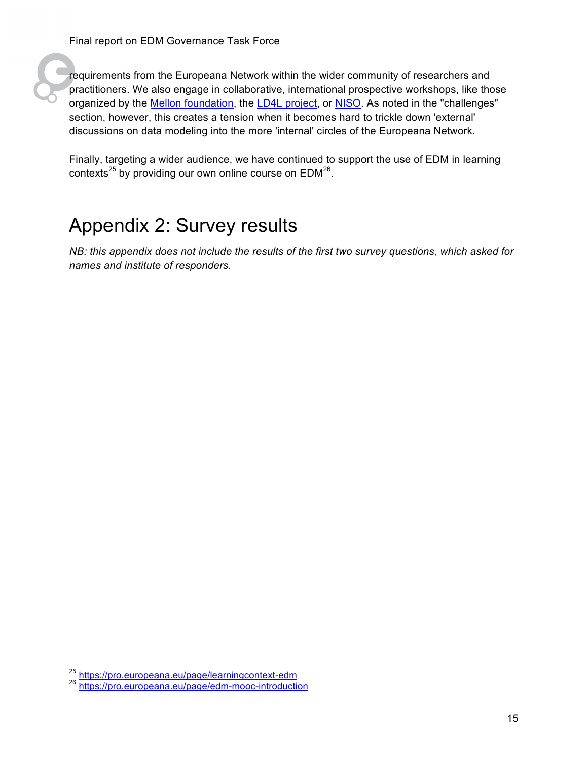requirements from the Europeana Network within the wider community of researchers and practitioners. We also engage in collaborative, international prospective workshops, like those organized by the Mellon foundation, the LD4L project, or NISO. As noted in the "challenges" section, however, this creates a tension when it becomes hard to trickle down 'external' discussions on data modeling into the more 'internal' circles of the Europeana Network.

Finally, targeting a wider audience, we have continued to support the use of EDM in learning contexts[25] by providing our own online course on EDM[26].

# Appendix 2: Survey results

*NB: this appendix does not include the results of the first two survey questions, which asked for names and institute of responders.*

[25] https://pro.europeana.eu/page/learningcontext-edm
[26] https://pro.europeana.eu/page/edm-mooc-introduction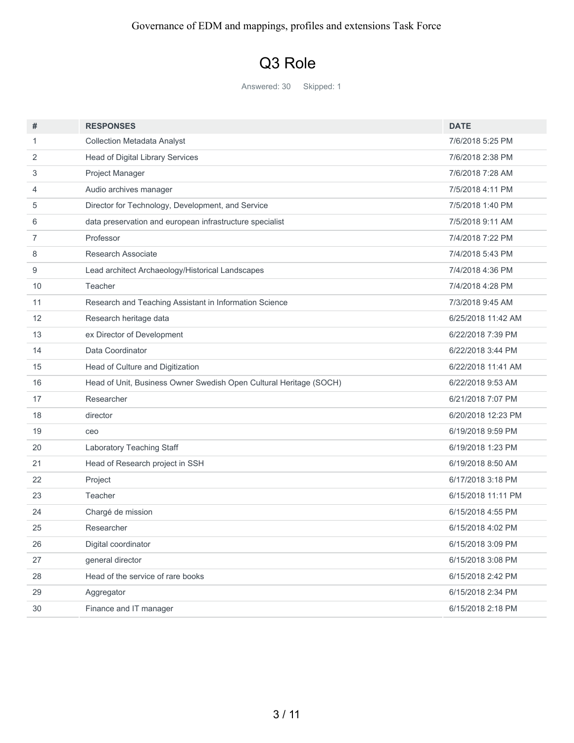# Q3 Role

Answered: 30 Skipped: 1

| # | RESPONSES | DATE |
|---|---|---|
| 1 | Collection Metadata Analyst | 7/6/2018 5:25 PM |
| 2 | Head of Digital Library Services | 7/6/2018 2:38 PM |
| 3 | Project Manager | 7/6/2018 7:28 AM |
| 4 | Audio archives manager | 7/5/2018 4:11 PM |
| 5 | Director for Technology, Development, and Service | 7/5/2018 1:40 PM |
| 6 | data preservation and european infrastructure specialist | 7/5/2018 9:11 AM |
| 7 | Professor | 7/4/2018 7:22 PM |
| 8 | Research Associate | 7/4/2018 5:43 PM |
| 9 | Lead architect Archaeology/Historical Landscapes | 7/4/2018 4:36 PM |
| 10 | Teacher | 7/4/2018 4:28 PM |
| 11 | Research and Teaching Assistant in Information Science | 7/3/2018 9:45 AM |
| 12 | Research heritage data | 6/25/2018 11:42 AM |
| 13 | ex Director of Development | 6/22/2018 7:39 PM |
| 14 | Data Coordinator | 6/22/2018 3:44 PM |
| 15 | Head of Culture and Digitization | 6/22/2018 11:41 AM |
| 16 | Head of Unit, Business Owner Swedish Open Cultural Heritage (SOCH) | 6/22/2018 9:53 AM |
| 17 | Researcher | 6/21/2018 7:07 PM |
| 18 | director | 6/20/2018 12:23 PM |
| 19 | ceo | 6/19/2018 9:59 PM |
| 20 | Laboratory Teaching Staff | 6/19/2018 1:23 PM |
| 21 | Head of Research project in SSH | 6/19/2018 8:50 AM |
| 22 | Project | 6/17/2018 3:18 PM |
| 23 | Teacher | 6/15/2018 11:11 PM |
| 24 | Chargé de mission | 6/15/2018 4:55 PM |
| 25 | Researcher | 6/15/2018 4:02 PM |
| 26 | Digital coordinator | 6/15/2018 3:09 PM |
| 27 | general director | 6/15/2018 3:08 PM |
| 28 | Head of the service of rare books | 6/15/2018 2:42 PM |
| 29 | Aggregator | 6/15/2018 2:34 PM |
| 30 | Finance and IT manager | 6/15/2018 2:18 PM |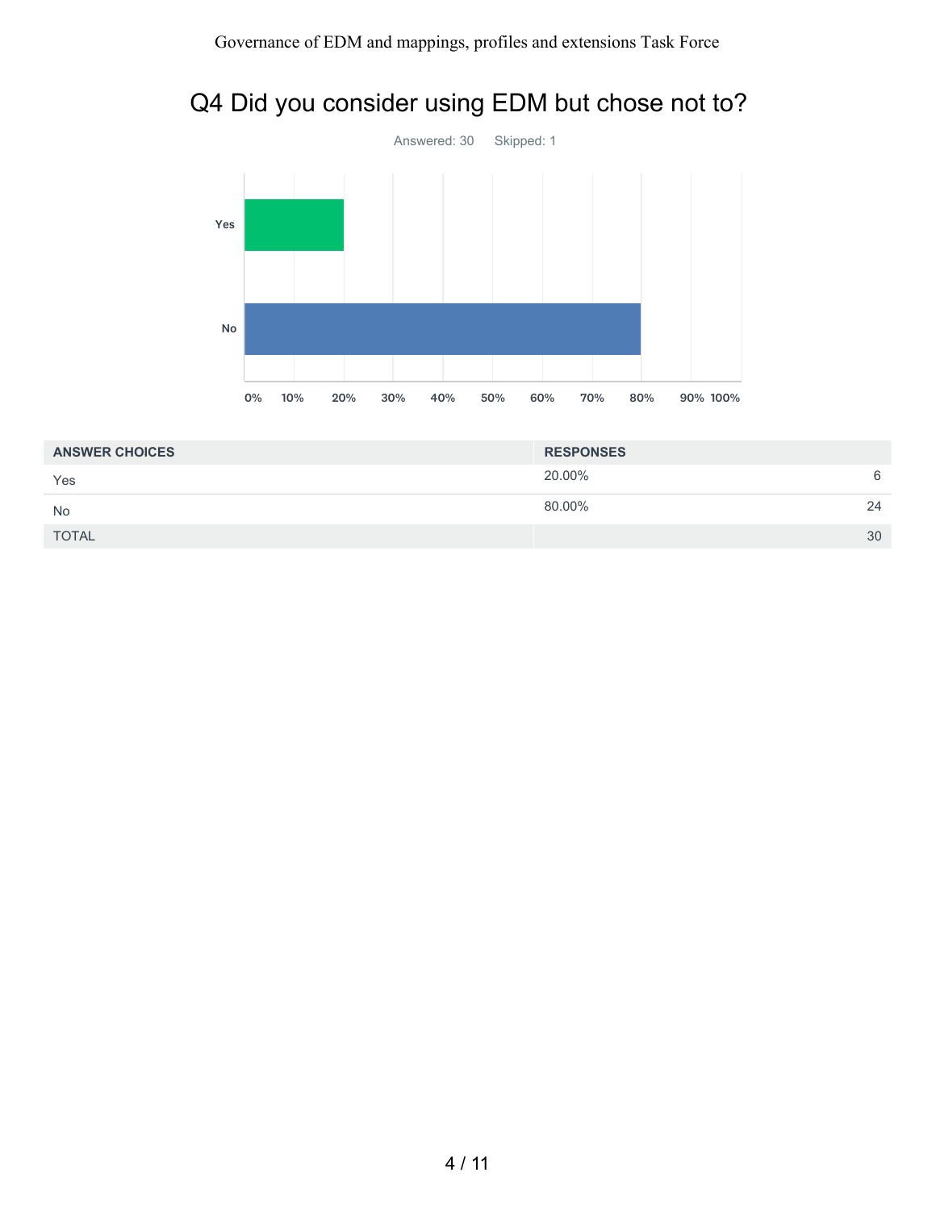# Q4 Did you consider using EDM but chose not to?

Answered: 30 Skipped: 1

| ANSWER CHOICES | RESPONSES | |
|---|---|---|
| Yes | 20.00% | 6 |
| No | 80.00% | 24 |
| TOTAL | | 30 |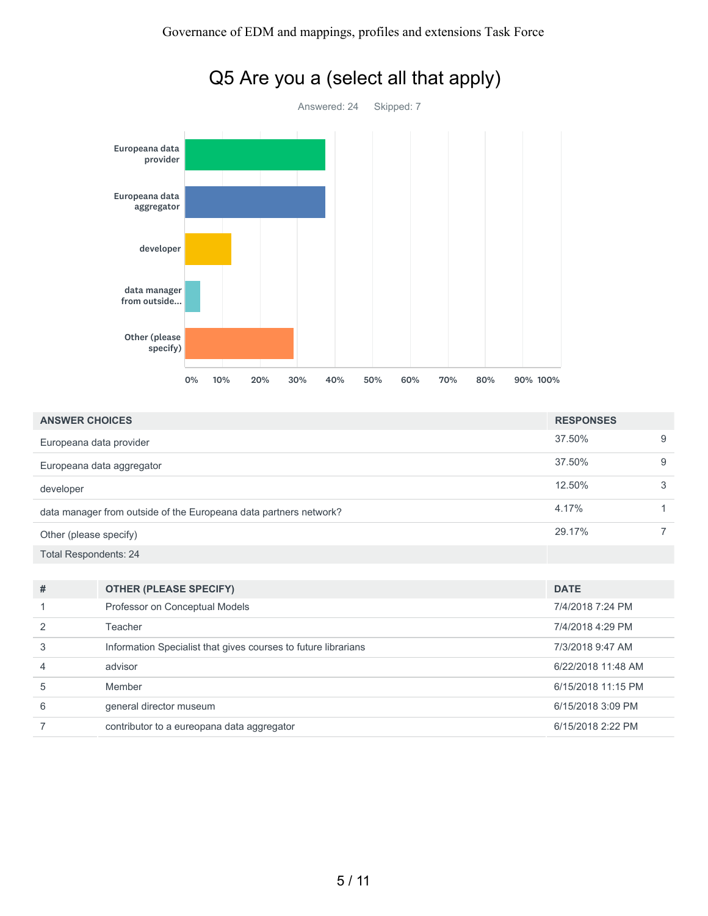## Q5 Are you a (select all that apply)

Answered: 24 Skipped: 7

| ANSWER CHOICES | RESPONSES | |
|---|---|---|
| Europeana data provider | 37.50% | 9 |
| Europeana data aggregator | 37.50% | 9 |
| developer | 12.50% | 3 |
| data manager from outside of the Europeana data partners network? | 4.17% | 1 |
| Other (please specify) | 29.17% | 7 |
| Total Respondents: 24 | | |

| # | OTHER (PLEASE SPECIFY) | DATE |
|---|---|---|
| 1 | Professor on Conceptual Models | 7/4/2018 7:24 PM |
| 2 | Teacher | 7/4/2018 4:29 PM |
| 3 | Information Specialist that gives courses to future librarians | 7/3/2018 9:47 AM |
| 4 | advisor | 6/22/2018 11:48 AM |
| 5 | Member | 6/15/2018 11:15 PM |
| 6 | general director museum | 6/15/2018 3:09 PM |
| 7 | contributor to a eureopana data aggregator | 6/15/2018 2:22 PM |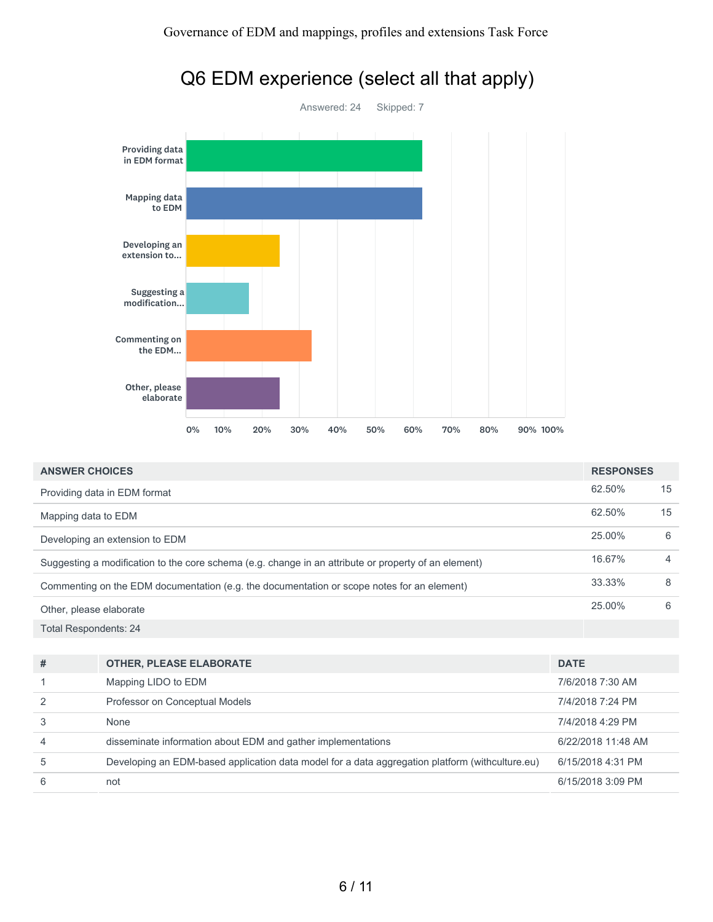# Q6 EDM experience (select all that apply)

Answered: 24 Skipped: 7

| ANSWER CHOICES | RESPONSES | |
|---|---|---|
| Providing data in EDM format | 62.50% | 15 |
| Mapping data to EDM | 62.50% | 15 |
| Developing an extension to EDM | 25.00% | 6 |
| Suggesting a modification to the core schema (e.g. change in an attribute or property of an element) | 16.67% | 4 |
| Commenting on the EDM documentation (e.g. the documentation or scope notes for an element) | 33.33% | 8 |
| Other, please elaborate | 25.00% | 6 |
| Total Respondents: 24 | | |

| # | OTHER, PLEASE ELABORATE | DATE |
|---|---|---|
| 1 | Mapping LIDO to EDM | 7/6/2018 7:30 AM |
| 2 | Professor on Conceptual Models | 7/4/2018 7:24 PM |
| 3 | None | 7/4/2018 4:29 PM |
| 4 | disseminate information about EDM and gather implementations | 6/22/2018 11:48 AM |
| 5 | Developing an EDM-based application data model for a data aggregation platform (withculture.eu) | 6/15/2018 4:31 PM |
| 6 | not | 6/15/2018 3:09 PM |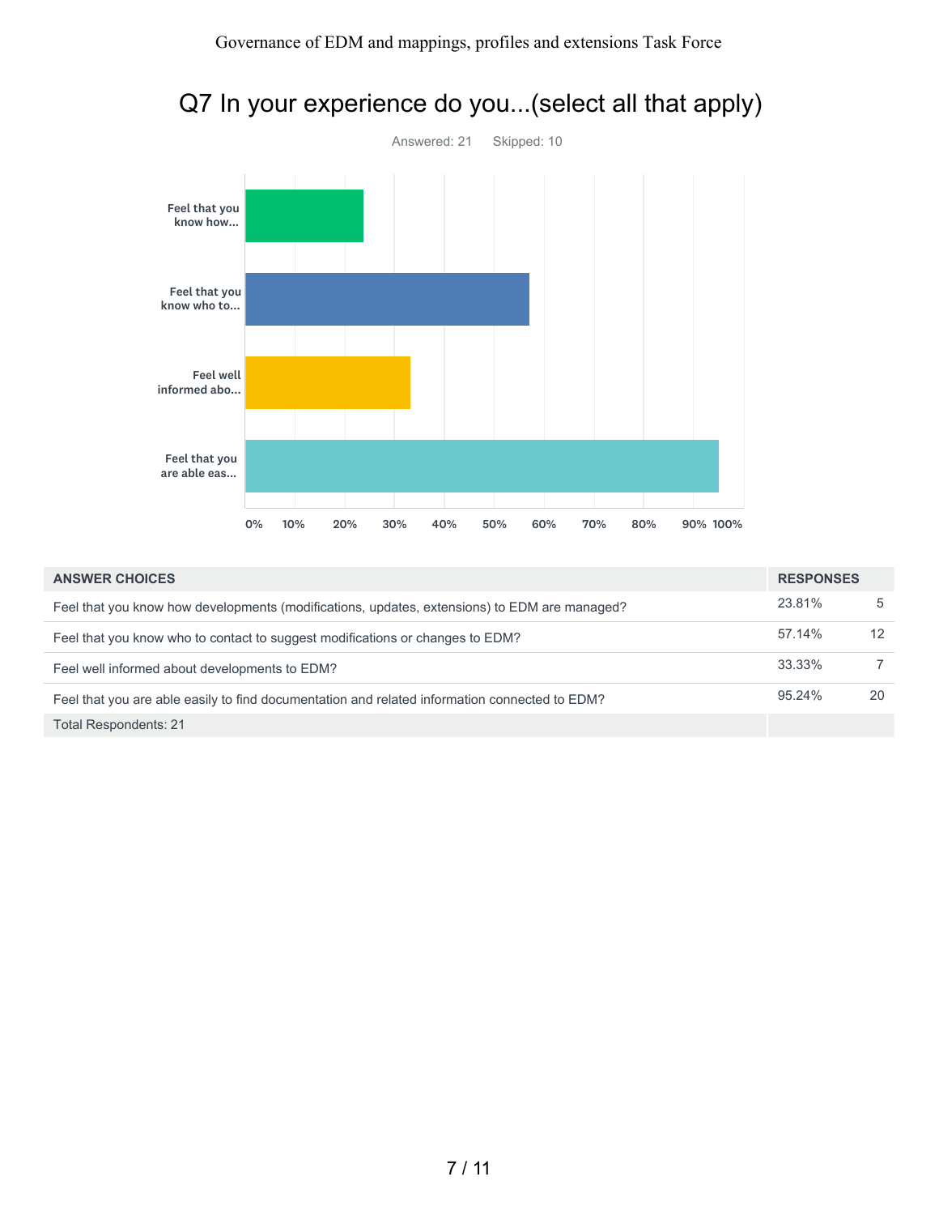# Q7 In your experience do you...(select all that apply)

Answered: 21 Skipped: 10

| ANSWER CHOICES | RESPONSES | |
|---|---|---|
| Feel that you know how developments (modifications, updates, extensions) to EDM are managed? | 23.81% | 5 |
| Feel that you know who to contact to suggest modifications or changes to EDM? | 57.14% | 12 |
| Feel well informed about developments to EDM? | 33.33% | 7 |
| Feel that you are able easily to find documentation and related information connected to EDM? | 95.24% | 20 |
| Total Respondents: 21 | | |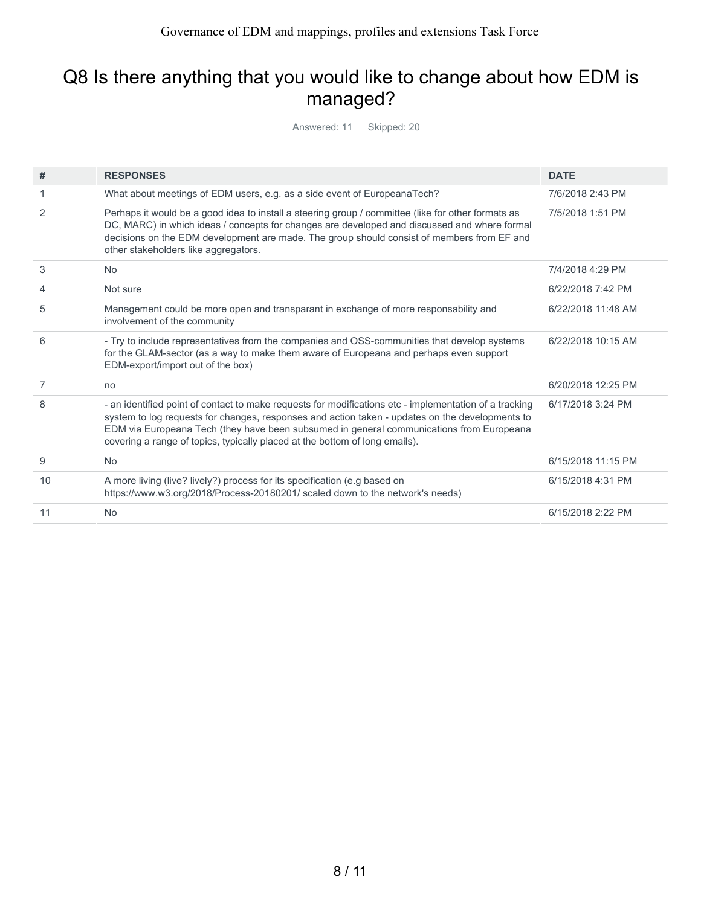# Q8 Is there anything that you would like to change about how EDM is managed?

Answered: 11 Skipped: 20

| # | RESPONSES | DATE |
|---|---|---|
| 1 | What about meetings of EDM users, e.g. as a side event of EuropeanaTech? | 7/6/2018 2:43 PM |
| 2 | Perhaps it would be a good idea to install a steering group / committee (like for other formats as DC, MARC) in which ideas / concepts for changes are developed and discussed and where formal decisions on the EDM development are made. The group should consist of members from EF and other stakeholders like aggregators. | 7/5/2018 1:51 PM |
| 3 | No | 7/4/2018 4:29 PM |
| 4 | Not sure | 6/22/2018 7:42 PM |
| 5 | Management could be more open and transparant in exchange of more responsability and involvement of the community | 6/22/2018 11:48 AM |
| 6 | - Try to include representatives from the companies and OSS-communities that develop systems for the GLAM-sector (as a way to make them aware of Europeana and perhaps even support EDM-export/import out of the box) | 6/22/2018 10:15 AM |
| 7 | no | 6/20/2018 12:25 PM |
| 8 | - an identified point of contact to make requests for modifications etc - implementation of a tracking system to log requests for changes, responses and action taken - updates on the developments to EDM via Europeana Tech (they have been subsumed in general communications from Europeana covering a range of topics, typically placed at the bottom of long emails). | 6/17/2018 3:24 PM |
| 9 | No | 6/15/2018 11:15 PM |
| 10 | A more living (live? lively?) process for its specification (e.g based on https://www.w3.org/2018/Process-20180201/ scaled down to the network's needs) | 6/15/2018 4:31 PM |
| 11 | No | 6/15/2018 2:22 PM |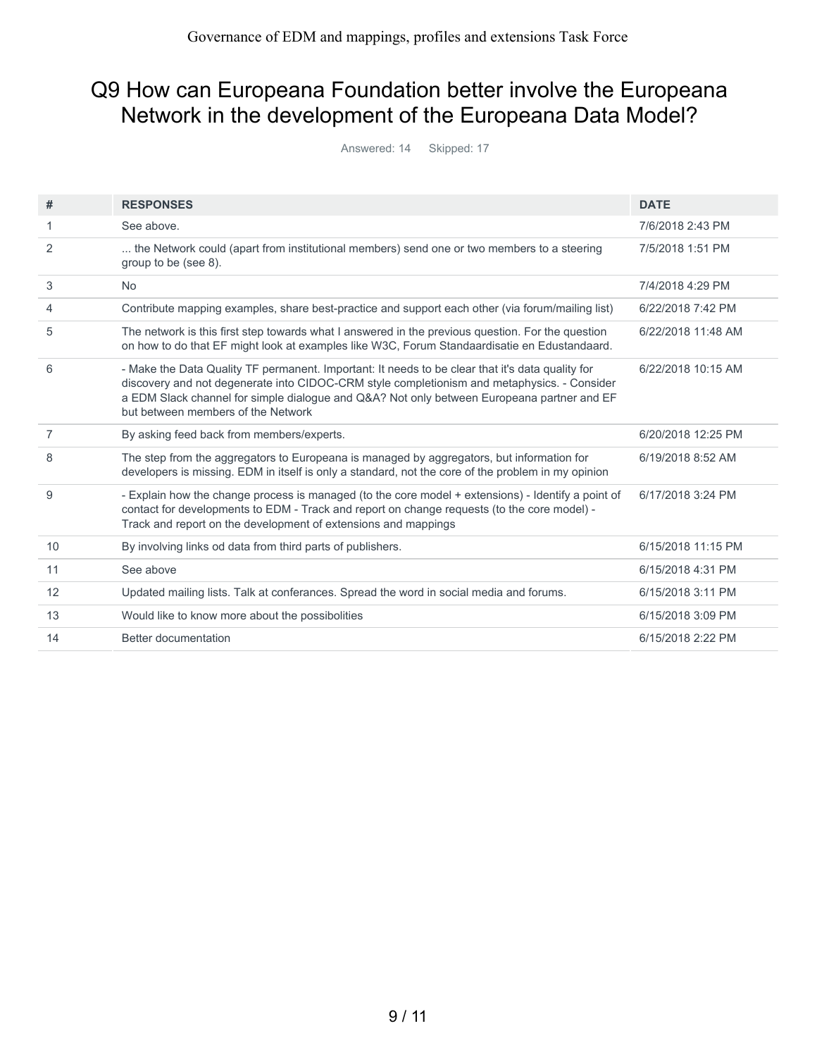## Q9 How can Europeana Foundation better involve the Europeana Network in the development of the Europeana Data Model?

Answered: 14 Skipped: 17

| # | RESPONSES | DATE |
|---|---|---|
| 1 | See above. | 7/6/2018 2:43 PM |
| 2 | ... the Network could (apart from institutional members) send one or two members to a steering group to be (see 8). | 7/5/2018 1:51 PM |
| 3 | No | 7/4/2018 4:29 PM |
| 4 | Contribute mapping examples, share best-practice and support each other (via forum/mailing list) | 6/22/2018 7:42 PM |
| 5 | The network is this first step towards what I answered in the previous question. For the question on how to do that EF might look at examples like W3C, Forum Standaardisatie en Edustandaard. | 6/22/2018 11:48 AM |
| 6 | - Make the Data Quality TF permanent. Important: It needs to be clear that it's data quality for discovery and not degenerate into CIDOC-CRM style completionism and metaphysics. - Consider a EDM Slack channel for simple dialogue and Q&A? Not only between Europeana partner and EF but between members of the Network | 6/22/2018 10:15 AM |
| 7 | By asking feed back from members/experts. | 6/20/2018 12:25 PM |
| 8 | The step from the aggregators to Europeana is managed by aggregators, but information for developers is missing. EDM in itself is only a standard, not the core of the problem in my opinion | 6/19/2018 8:52 AM |
| 9 | - Explain how the change process is managed (to the core model + extensions) - Identify a point of contact for developments to EDM - Track and report on change requests (to the core model) - Track and report on the development of extensions and mappings | 6/17/2018 3:24 PM |
| 10 | By involving links od data from third parts of publishers. | 6/15/2018 11:15 PM |
| 11 | See above | 6/15/2018 4:31 PM |
| 12 | Updated mailing lists. Talk at conferances. Spread the word in social media and forums. | 6/15/2018 3:11 PM |
| 13 | Would like to know more about the possibolities | 6/15/2018 3:09 PM |
| 14 | Better documentation | 6/15/2018 2:22 PM |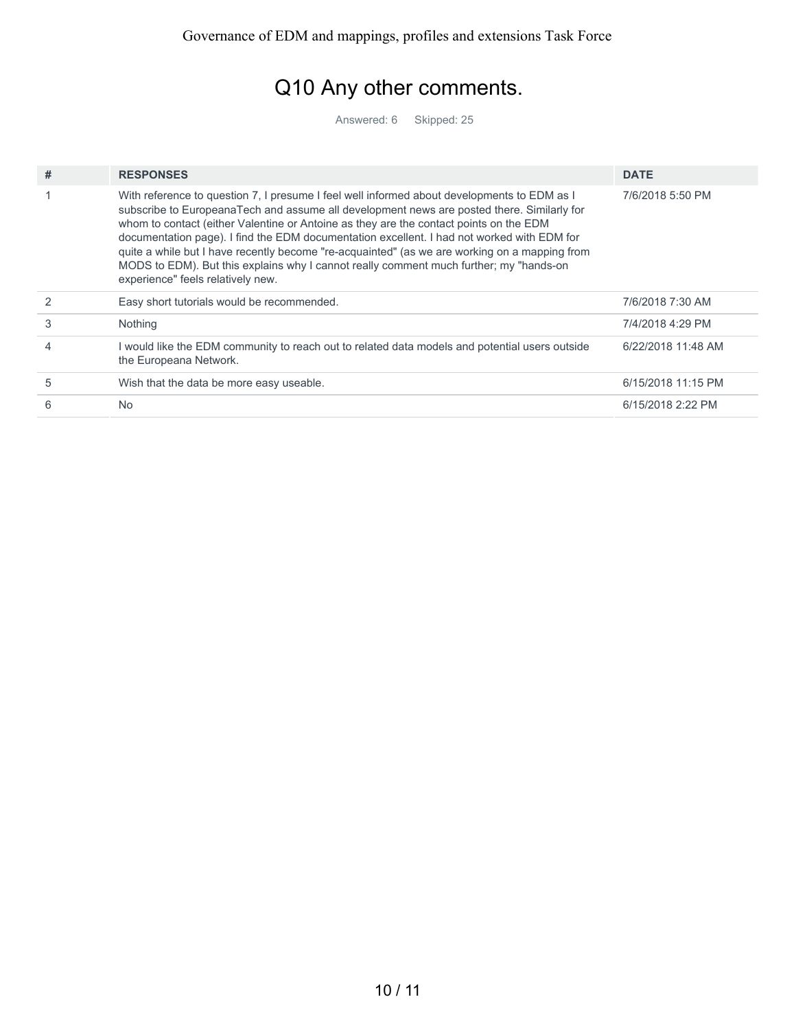# Q10 Any other comments.

Answered: 6 Skipped: 25

| # | RESPONSES | DATE |
|---|---|---|
| 1 | With reference to question 7, I presume I feel well informed about developments to EDM as I subscribe to EuropeanaTech and assume all development news are posted there. Similarly for whom to contact (either Valentine or Antoine as they are the contact points on the EDM documentation page). I find the EDM documentation excellent. I had not worked with EDM for quite a while but I have recently become "re-acquainted" (as we are working on a mapping from MODS to EDM). But this explains why I cannot really comment much further; my "hands-on experience" feels relatively new. | 7/6/2018 5:50 PM |
| 2 | Easy short tutorials would be recommended. | 7/6/2018 7:30 AM |
| 3 | Nothing | 7/4/2018 4:29 PM |
| 4 | I would like the EDM community to reach out to related data models and potential users outside the Europeana Network. | 6/22/2018 11:48 AM |
| 5 | Wish that the data be more easy useable. | 6/15/2018 11:15 PM |
| 6 | No | 6/15/2018 2:22 PM |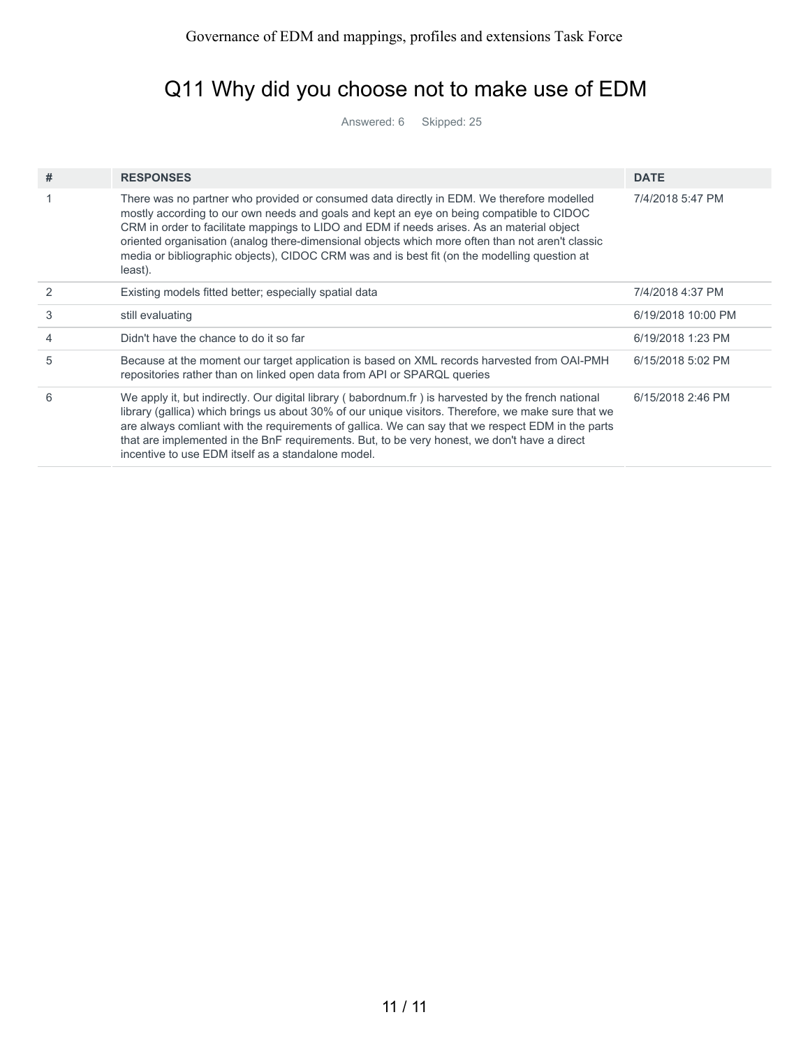# Q11 Why did you choose not to make use of EDM

Answered: 6 Skipped: 25

| # | RESPONSES | DATE |
|---|---|---|
| 1 | There was no partner who provided or consumed data directly in EDM. We therefore modelled mostly according to our own needs and goals and kept an eye on being compatible to CIDOC CRM in order to facilitate mappings to LIDO and EDM if needs arises. As an material object oriented organisation (analog there-dimensional objects which more often than not aren't classic media or bibliographic objects), CIDOC CRM was and is best fit (on the modelling question at least). | 7/4/2018 5:47 PM |
| 2 | Existing models fitted better; especially spatial data | 7/4/2018 4:37 PM |
| 3 | still evaluating | 6/19/2018 10:00 PM |
| 4 | Didn't have the chance to do it so far | 6/19/2018 1:23 PM |
| 5 | Because at the moment our target application is based on XML records harvested from OAI-PMH repositories rather than on linked open data from API or SPARQL queries | 6/15/2018 5:02 PM |
| 6 | We apply it, but indirectly. Our digital library ( babordnum.fr ) is harvested by the french national library (gallica) which brings us about 30% of our unique visitors. Therefore, we make sure that we are always comliant with the requirements of gallica. We can say that we respect EDM in the parts that are implemented in the BnF requirements. But, to be very honest, we don't have a direct incentive to use EDM itself as a standalone model. | 6/15/2018 2:46 PM |